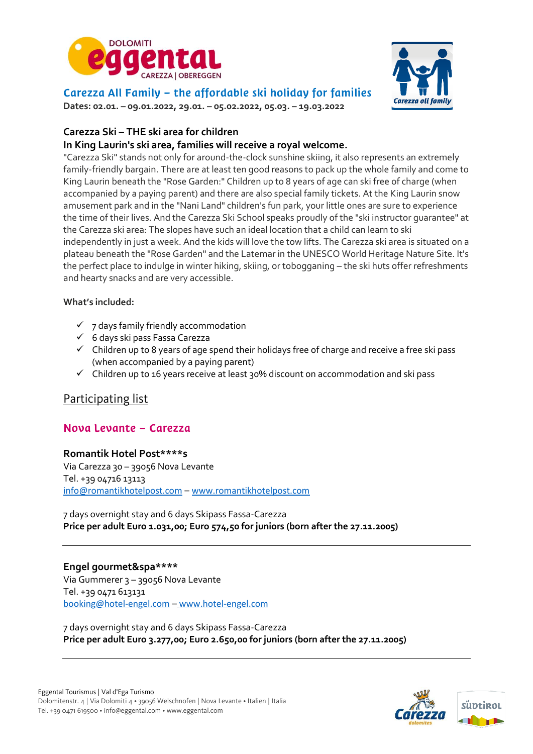## Carezza All Family – the affordable ski holiday for families

**Dates: 02.01. – 09.01.2022, 29.01. – 05.02.2022, 05.03. – 19.03.2022**

### Carezza Ski – THE ski area for children

### In King Laurin's ski area, families will receive a royal welcome.

"Carezza Ski" stands not only for around-the-clock sunshine skiing, it also represents an extremely family-friendly bargain. There are at least ten good reasons to pack up the whole family and come to King Laurin beneath the "Rose Garden:" Children up to 8 years of age can ski free of charge (when accompanied by a paying parent) and there are also special family tickets. At the King Laurin snow amusement park and in the "Nani Land" children's fun park, your little ones are sure to experience the time of their lives. And the Carezza Ski School speaks proudly of the "ski instructor guarantee" at the Carezza ski area: The slopes have such an ideal location that a child can learn to ski independently in just a week. And the kids will love the tow lifts. The Carezza ski area is situated on a plateau beneath the "Rose Garden" and the Latemar in the UNESCO World Heritage Nature Site. It's the perfect place to indulge in winter hiking, skiing, or tobogganing – the ski huts offer refreshments and hearty snacks and are very accessible.

**What's included:**

- ✓ 7 days family friendly accommodation
- ✓ 6 days ski pass Fassa Carezza
- ✓ Children up to 8 years of age spend their holidays free of charge and receive a free ski pass (when accompanied by a paying parent)
- ✓ Children up to 16 years receive at least 30% discount on accommodation and ski pass

## Participating list

### Nova Levante – Carezza

**Romantik Hotel Post\*\*\*\*s**
Via Carezza 30 – 39056 Nova Levante
Tel. +39 04716 13113
info@romantikhotelpost.com – www.romantikhotelpost.com

7 days overnight stay and 6 days Skipass Fassa-Carezza
**Price per adult Euro 1.031,00; Euro 574,50 for juniors (born after the 27.11.2005)**

---

**Engel gourmet&spa\*\*\*\***
Via Gummerer 3 – 39056 Nova Levante
Tel. +39 0471 613131
booking@hotel-engel.com – www.hotel-engel.com

7 days overnight stay and 6 days Skipass Fassa-Carezza
**Price per adult Euro 3.277,00; Euro 2.650,00 for juniors (born after the 27.11.2005)**

---

Eggental Tourismus | Val d'Ega Turismo
Dolomitenstr. 4 | Via Dolomiti 4 • 39056 Welschnofen | Nova Levante • Italien | Italia
Tel. +39 0471 619500 • info@eggental.com • www.eggental.com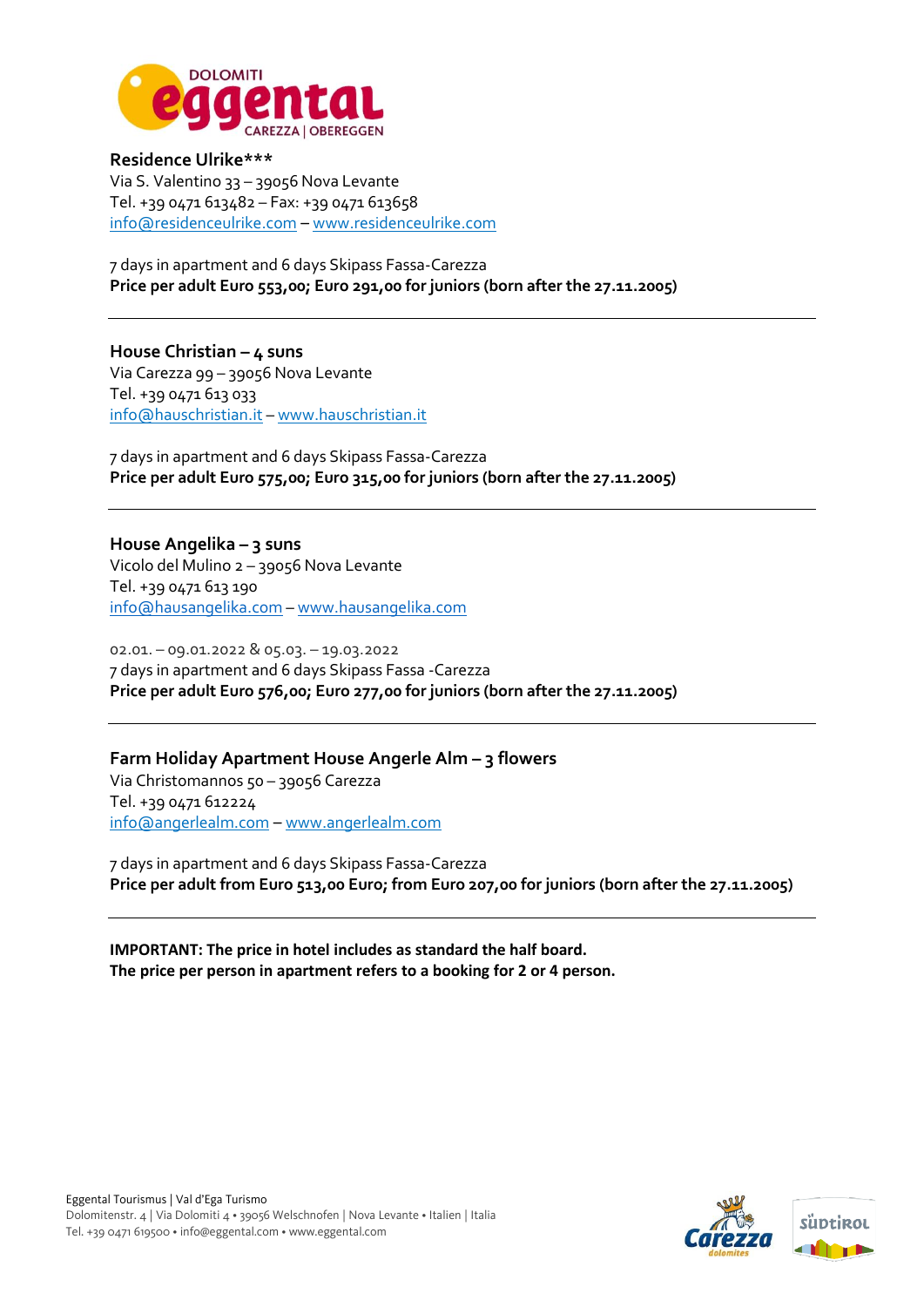**Residence Ulrike*****
Via S. Valentino 33 – 39056 Nova Levante
Tel. +39 0471 613482 – Fax: +39 0471 613658
info@residenceulrike.com – www.residenceulrike.com

7 days in apartment and 6 days Skipass Fassa-Carezza
**Price per adult Euro 553,00; Euro 291,00 for juniors (born after the 27.11.2005)**

---

**House Christian – 4 suns**
Via Carezza 99 – 39056 Nova Levante
Tel. +39 0471 613 033
info@hauschristian.it – www.hauschristian.it

7 days in apartment and 6 days Skipass Fassa-Carezza
**Price per adult Euro 575,00; Euro 315,00 for juniors (born after the 27.11.2005)**

---

**House Angelika – 3 suns**
Vicolo del Mulino 2 – 39056 Nova Levante
Tel. +39 0471 613 190
info@hausangelika.com – www.hausangelika.com

02.01. – 09.01.2022 & 05.03. – 19.03.2022
7 days in apartment and 6 days Skipass Fassa -Carezza
**Price per adult Euro 576,00; Euro 277,00 for juniors (born after the 27.11.2005)**

---

**Farm Holiday Apartment House Angerle Alm – 3 flowers**
Via Christomannos 50 – 39056 Carezza
Tel. +39 0471 612224
info@angerlealm.com – www.angerlealm.com

7 days in apartment and 6 days Skipass Fassa-Carezza
**Price per adult from Euro 513,00 Euro; from Euro 207,00 for juniors (born after the 27.11.2005)**

---

**IMPORTANT: The price in hotel includes as standard the half board.**
**The price per person in apartment refers to a booking for 2 or 4 person.**